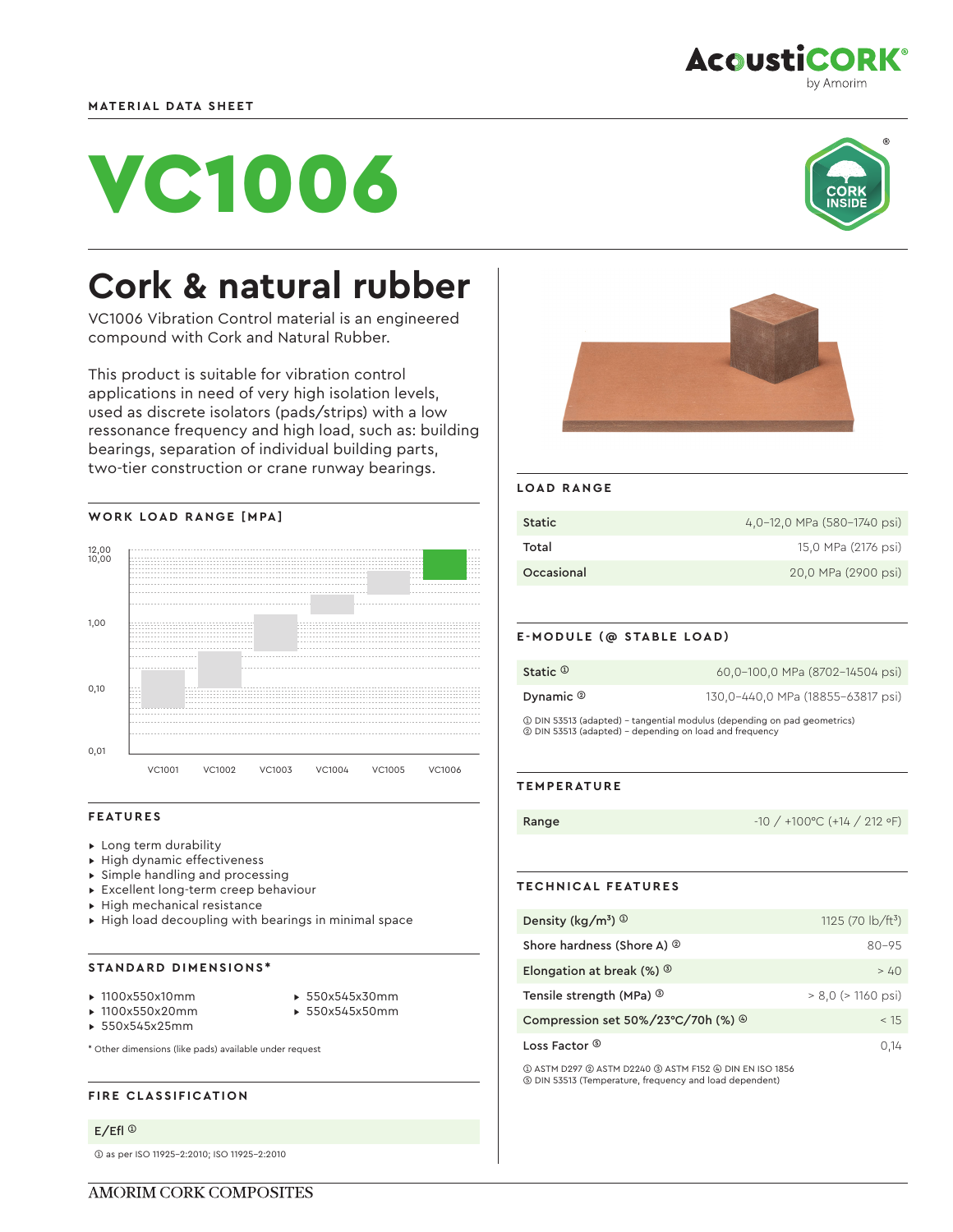MATERIAL DATA SHEET

# VC1006

## Cork & natural rubber

VC1006 Vibration Control material is an engineered compound with Cork and Natural Rubber.

This product is suitable for vibration control applications in need of very high isolation levels, used as discrete isolators (pads/strips) with a low ressonance frequency and high load, such as: building bearings, separation of individual building parts, two-tier construction or crane runway bearings.

### WORK LOAD RANGE [MPA]

12,00
10,00
1,00
0,10
0,01

VC1001 VC1002 VC1003 VC1004 VC1005 VC1006

### FEATURES

- Long term durability
- High dynamic effectiveness
- Simple handling and processing
- Excellent long-term creep behaviour
- High mechanical resistance
- High load decoupling with bearings in minimal space

### STANDARD DIMENSIONS*

- 1100x550x10mm
- 1100x550x20mm
- 550x545x25mm
- 550x545x30mm
- 550x545x50mm

* Other dimensions (like pads) available under request

### FIRE CLASSIFICATION

| E/Efl ① |
|---|

① as per ISO 11925-2:2010; ISO 11925-2:2010

### LOAD RANGE

| | |
|---|---|
| Static | 4,0–12,0 MPa (580–1740 psi) |
| Total | 15,0 MPa (2176 psi) |
| Occasional | 20,0 MPa (2900 psi) |

### E-MODULE (@ STABLE LOAD)

| | |
|---|---|
| Static ① | 60,0–100,0 MPa (8702–14504 psi) |
| Dynamic ② | 130,0–440,0 MPa (18855–63817 psi) |

① DIN 53513 (adapted) – tangential modulus (depending on pad geometrics)
② DIN 53513 (adapted) – depending on load and frequency

### TEMPERATURE

| | |
|---|---|
| Range | -10 / +100ºC (+14 / 212 ºF) |

### TECHNICAL FEATURES

| | |
|---|---|
| Density (kg/m³) ① | 1125 (70 lb/ft³) |
| Shore hardness (Shore A) ② | 80–95 |
| Elongation at break (%) ③ | > 40 |
| Tensile strength (MPa) ③ | > 8,0 (> 1160 psi) |
| Compression set 50%/23°C/70h (%) ④ | < 15 |
| Loss Factor ⑤ | 0,14 |

① ASTM D297 ② ASTM D2240 ③ ASTM F152 ④ DIN EN ISO 1856
⑤ DIN 53513 (Temperature, frequency and load dependent)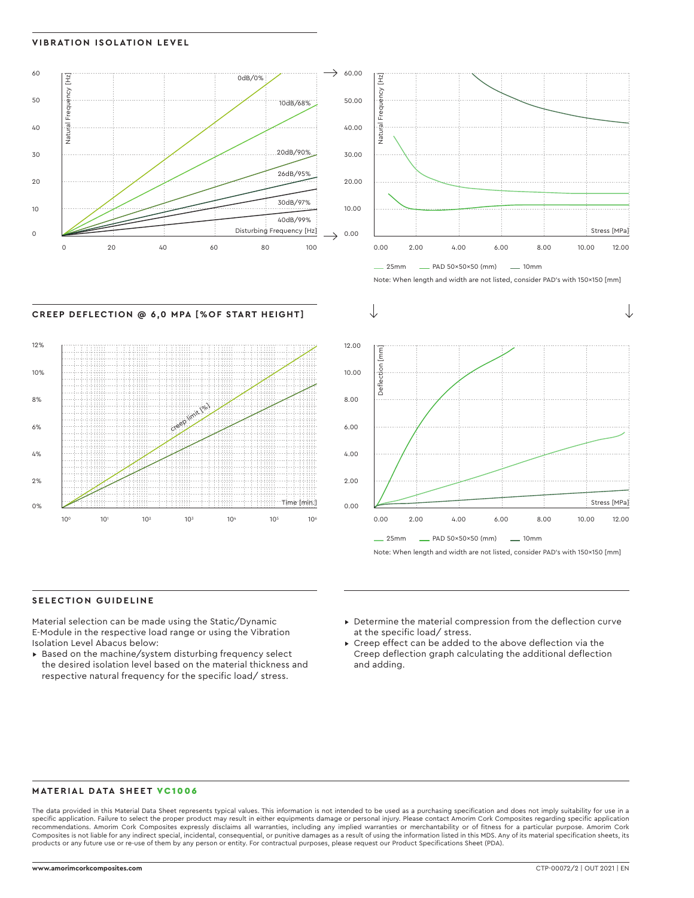## VIBRATION ISOLATION LEVEL

60
50
40
30
20
10
0

Natural Frequency [Hz]

0dB/0%
10dB/68%
20dB/90%
26dB/95%
30dB/97%
40dB/99%
Disturbing Frequency [Hz]

0 20 40 60 80 100

60.00
50.00
40.00
30.00
20.00
10.00
0.00

Natural Frequency [Hz]

Stress [MPa]

0.00 2.00 4.00 6.00 8.00 10.00 12.00

25mm — PAD 50×50×50 (mm) — 10mm

Note: When length and width are not listed, consider PAD's with 150×150 [mm]

## CREEP DEFLECTION @ 6,0 MPA [%OF START HEIGHT]

12%
10%
8%
6%
4%
2%
0%

Creep limit [%]

Time [min.]

$10^0$ $10^1$ $10^2$ $10^3$ $10^4$ $10^5$ $10^6$

12.00
10.00
8.00
6.00
4.00
2.00
0.00

Deflection [mm]

Stress [MPa]

0.00 2.00 4.00 6.00 8.00 10.00 12.00

25mm — PAD 50×50×50 (mm) — 10mm

Note: When length and width are not listed, consider PAD's with 150×150 [mm]

## SELECTION GUIDELINE

Material selection can be made using the Static/Dynamic E-Module in the respective load range or using the Vibration Isolation Level Abacus below:

- Based on the machine/system disturbing frequency select the desired isolation level based on the material thickness and respective natural frequency for the specific load/ stress.
- Determine the material compression from the deflection curve at the specific load/ stress.
- Creep effect can be added to the above deflection via the Creep deflection graph calculating the additional deflection and adding.

## MATERIAL DATA SHEET VC1006

The data provided in this Material Data Sheet represents typical values. This information is not intended to be used as a purchasing specification and does not imply suitability for use in a specific application. Failure to select the proper product may result in either equipments damage or personal injury. Please contact Amorim Cork Composites regarding specific application recommendations. Amorim Cork Composites expressly disclaims all warranties, including any implied warranties or merchantability or of fitness for a particular purpose. Amorim Cork Composites is not liable for any indirect special, incidental, consequential, or punitive damages as a result of using the information listed in this MDS. Any of its material specification sheets, its products or any future use or re-use of them by any person or entity. For contractual purposes, please request our Product Specifications Sheet (PDA).

www.amorimcorkcomposites.com

CTP-00072/2 | OUT 2021 | EN